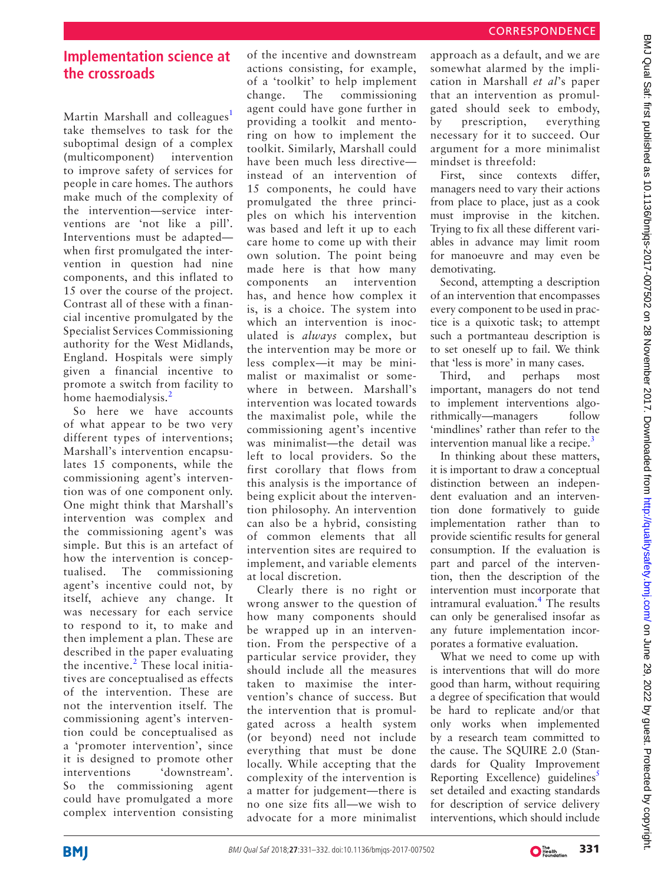# Implementation science at the crossroads

Martin Marshall and colleagues[1] take themselves to task for the suboptimal design of a complex (multicomponent) intervention to improve safety of services for people in care homes. The authors make much of the complexity of the intervention—service interventions are 'not like a pill'. Interventions must be adapted—when first promulgated the intervention in question had nine components, and this inflated to 15 over the course of the project. Contrast all of these with a financial incentive promulgated by the Specialist Services Commissioning authority for the West Midlands, England. Hospitals were simply given a financial incentive to promote a switch from facility to home haemodialysis.[2]

So here we have accounts of what appear to be two very different types of interventions; Marshall's intervention encapsulates 15 components, while the commissioning agent's intervention was of one component only. One might think that Marshall's intervention was complex and the commissioning agent's was simple. But this is an artefact of how the intervention is conceptualised. The commissioning agent's incentive could not, by itself, achieve any change. It was necessary for each service to respond to it, to make and then implement a plan. These are described in the paper evaluating the incentive.[2] These local initiatives are conceptualised as effects of the intervention. These are not the intervention itself. The commissioning agent's intervention could be conceptualised as a 'promoter intervention', since it is designed to promote other interventions 'downstream'. So the commissioning agent could have promulgated a more complex intervention consisting of the incentive and downstream actions consisting, for example, of a 'toolkit' to help implement change. The commissioning agent could have gone further in providing a toolkit and mentoring on how to implement the toolkit. Similarly, Marshall could have been much less directive—instead of an intervention of 15 components, he could have promulgated the three principles on which his intervention was based and left it up to each care home to come up with their own solution. The point being made here is that how many components an intervention has, and hence how complex it is, is a choice. The system into which an intervention is inoculated is *always* complex, but the intervention may be more or less complex—it may be minimalist or maximalist or somewhere in between. Marshall's intervention was located towards the maximalist pole, while the commissioning agent's incentive was minimalist—the detail was left to local providers. So the first corollary that flows from this analysis is the importance of being explicit about the intervention philosophy. An intervention can also be a hybrid, consisting of common elements that all intervention sites are required to implement, and variable elements at local discretion.

Clearly there is no right or wrong answer to the question of how many components should be wrapped up in an intervention. From the perspective of a particular service provider, they should include all the measures taken to maximise the intervention's chance of success. But the intervention that is promulgated across a health system (or beyond) need not include everything that must be done locally. While accepting that the complexity of the intervention is a matter for judgement—there is no one size fits all—we wish to advocate for a more minimalist approach as a default, and we are somewhat alarmed by the implication in Marshall *et al*'s paper that an intervention as promulgated should seek to embody, by prescription, everything necessary for it to succeed. Our argument for a more minimalist mindset is threefold:

First, since contexts differ, managers need to vary their actions from place to place, just as a cook must improvise in the kitchen. Trying to fix all these different variables in advance may limit room for manoeuvre and may even be demotivating.

Second, attempting a description of an intervention that encompasses every component to be used in practice is a quixotic task; to attempt such a portmanteau description is to set oneself up to fail. We think that 'less is more' in many cases.

Third, and perhaps most important, managers do not tend to implement interventions algorithmically—managers follow 'mindlines' rather than refer to the intervention manual like a recipe.[3]

In thinking about these matters, it is important to draw a conceptual distinction between an independent evaluation and an intervention done formatively to guide implementation rather than to provide scientific results for general consumption. If the evaluation is part and parcel of the intervention, then the description of the intervention must incorporate that intramural evaluation.[4] The results can only be generalised insofar as any future implementation incorporates a formative evaluation.

What we need to come up with is interventions that will do more good than harm, without requiring a degree of specification that would be hard to replicate and/or that only works when implemented by a research team committed to the cause. The SQUIRE 2.0 (Standards for Quality Improvement Reporting Excellence) guidelines[5] set detailed and exacting standards for description of service delivery interventions, which should include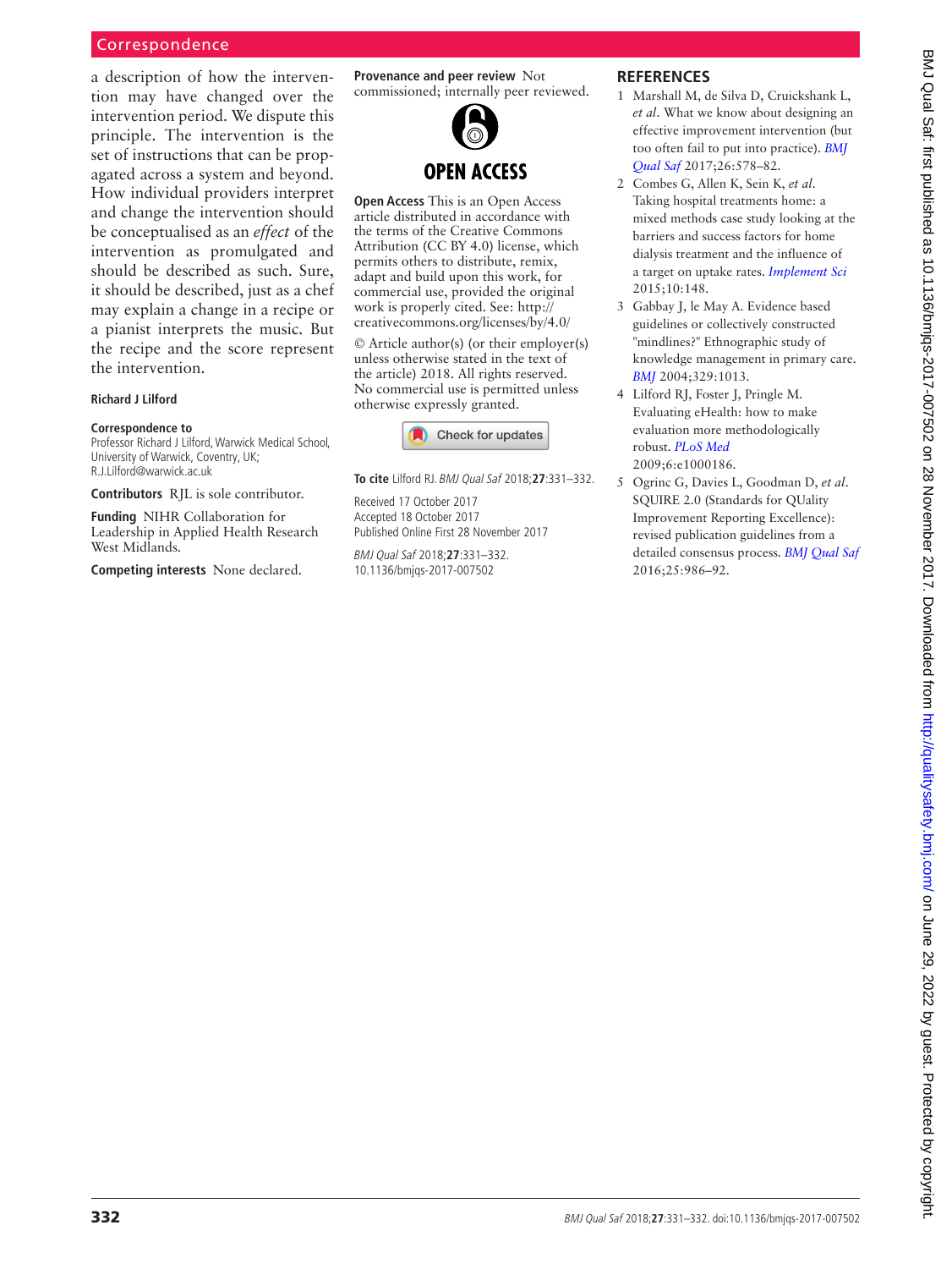a description of how the intervention may have changed over the intervention period. We dispute this principle. The intervention is the set of instructions that can be propagated across a system and beyond. How individual providers interpret and change the intervention should be conceptualised as an *effect* of the intervention as promulgated and should be described as such. Sure, it should be described, just as a chef may explain a change in a recipe or a pianist interprets the music. But the recipe and the score represent the intervention.

**Richard J Lilford**

**Correspondence to** Professor Richard J Lilford, Warwick Medical School, University of Warwick, Coventry, UK; R.J.Lilford@warwick.ac.uk

**Contributors** RJL is sole contributor.

**Funding** NIHR Collaboration for Leadership in Applied Health Research West Midlands.

**Competing interests** None declared.

**Provenance and peer review** Not commissioned; internally peer reviewed.

OPEN ACCESS

**Open Access** This is an Open Access article distributed in accordance with the terms of the Creative Commons Attribution (CC BY 4.0) license, which permits others to distribute, remix, adapt and build upon this work, for commercial use, provided the original work is properly cited. See: http://creativecommons.org/licenses/by/4.0/

© Article author(s) (or their employer(s) unless otherwise stated in the text of the article) 2018. All rights reserved. No commercial use is permitted unless otherwise expressly granted.

**To cite** Lilford RJ. *BMJ Qual Saf* 2018;**27**:331–332.

Received 17 October 2017
Accepted 18 October 2017
Published Online First 28 November 2017

*BMJ Qual Saf* 2018;**27**:331–332.
10.1136/bmjqs-2017-007502

## REFERENCES

1. Marshall M, de Silva D, Cruickshank L, *et al*. What we know about designing an effective improvement intervention (but too often fail to put into practice). *BMJ Qual Saf* 2017;26:578–82.
2. Combes G, Allen K, Sein K, *et al*. Taking hospital treatments home: a mixed methods case study looking at the barriers and success factors for home dialysis treatment and the influence of a target on uptake rates. *Implement Sci* 2015;10:148.
3. Gabbay J, le May A. Evidence based guidelines or collectively constructed "mindlines?" Ethnographic study of knowledge management in primary care. *BMJ* 2004;329:1013.
4. Lilford RJ, Foster J, Pringle M. Evaluating eHealth: how to make evaluation more methodologically robust. *PLoS Med* 2009;6:e1000186.
5. Ogrinc G, Davies L, Goodman D, *et al*. SQUIRE 2.0 (Standards for QUality Improvement Reporting Excellence): revised publication guidelines from a detailed consensus process. *BMJ Qual Saf* 2016;25:986–92.